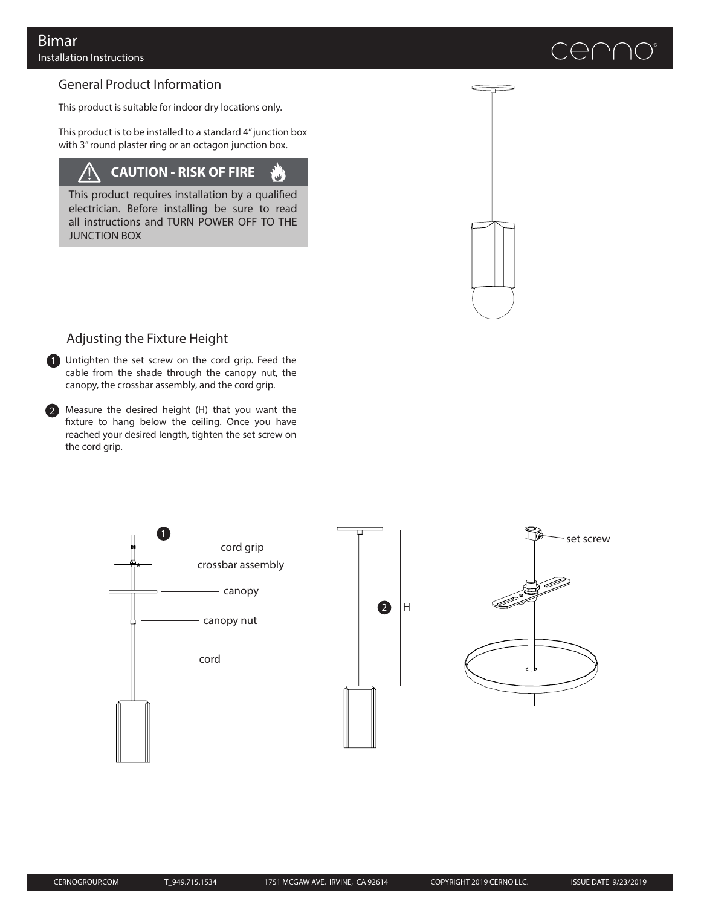# Bimar

Installation Instructions

## General Product Information

This product is suitable for indoor dry locations only.

This product is to be installed to a standard 4" junction box with 3" round plaster ring or an octagon junction box.

**CAUTION - RISK OF FIRE**

This product requires installation by a qualified electrician. Before installing be sure to read all instructions and TURN POWER OFF TO THE JUNCTION BOX

## Adjusting the Fixture Height

1. Untighten the set screw on the cord grip. Feed the cable from the shade through the canopy nut, the canopy, the crossbar assembly, and the cord grip.

2. Measure the desired height (H) that you want the fixture to hang below the ceiling. Once you have reached your desired length, tighten the set screw on the cord grip.

1

cord grip

crossbar assembly

canopy

canopy nut

cord

2

H

set screw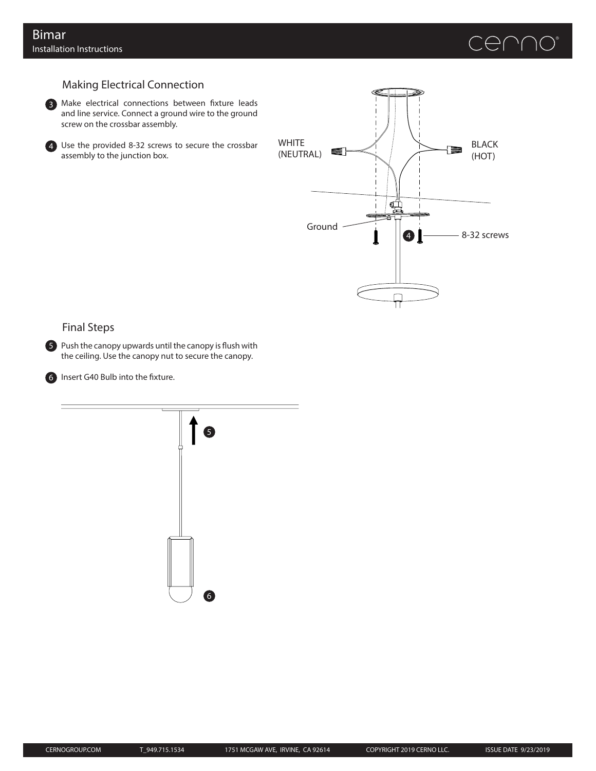## Making Electrical Connection

3. Make electrical connections between fixture leads and line service. Connect a ground wire to the ground screw on the crossbar assembly.

4. Use the provided 8-32 screws to secure the crossbar assembly to the junction box.

WHITE (NEUTRAL)

BLACK (HOT)

Ground

4

8-32 screws

## Final Steps

5. Push the canopy upwards until the canopy is flush with the ceiling. Use the canopy nut to secure the canopy.

6. Insert G40 Bulb into the fixture.

5

6